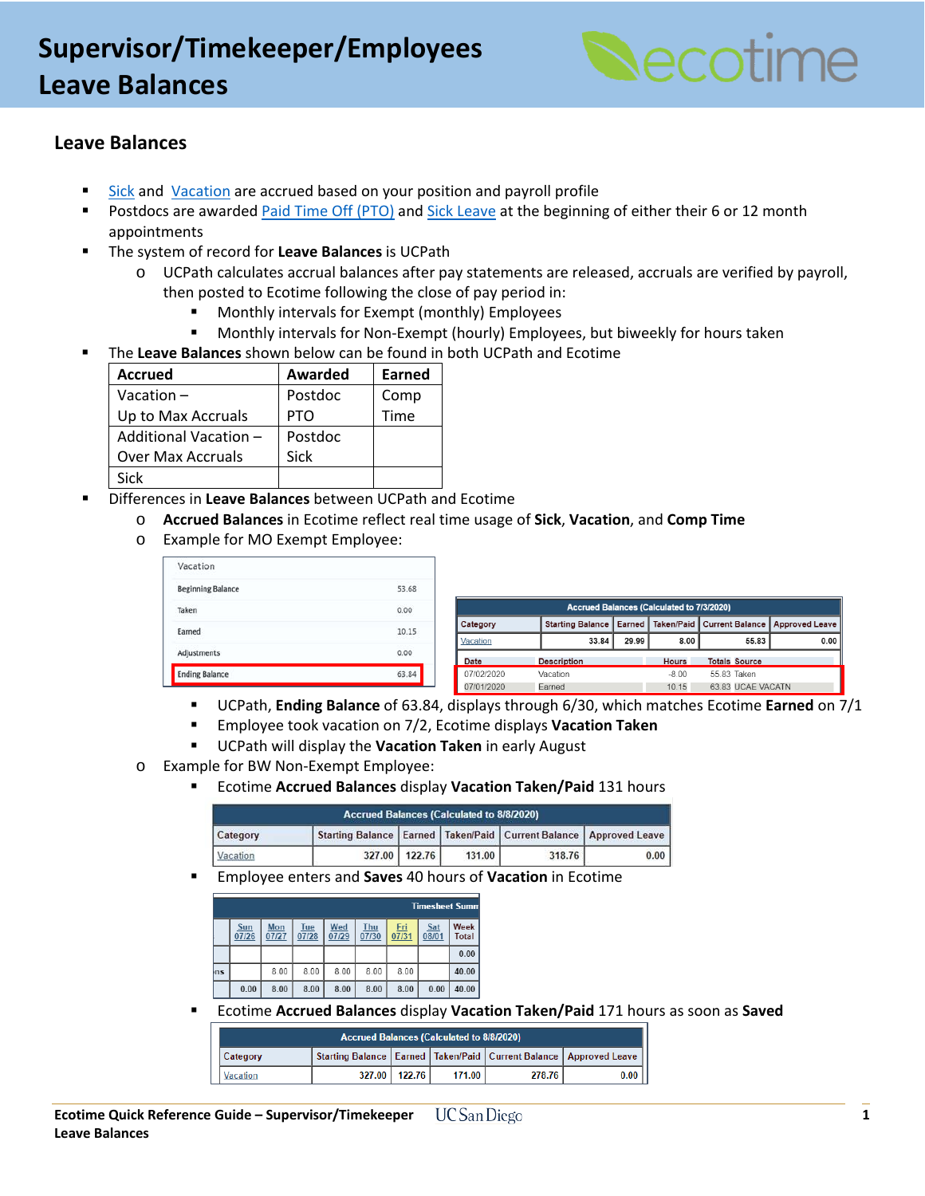# Supervisor/Timekeeper/Employees Leave Balances

## Leave Balances

- Sick and Vacation are accrued based on your position and payroll profile
- Postdocs are awarded Paid Time Off (PTO) and Sick Leave at the beginning of either their 6 or 12 month appointments
- The system of record for **Leave Balances** is UCPath
  - UCPath calculates accrual balances after pay statements are released, accruals are verified by payroll, then posted to Ecotime following the close of pay period in:
    - Monthly intervals for Exempt (monthly) Employees
    - Monthly intervals for Non-Exempt (hourly) Employees, but biweekly for hours taken
- The **Leave Balances** shown below can be found in both UCPath and Ecotime

| Accrued | Awarded | Earned |
|---|---|---|
| Vacation – Up to Max Accruals | Postdoc PTO | Comp Time |
| Additional Vacation – Over Max Accruals | Postdoc Sick | |
| Sick | | |

- Differences in **Leave Balances** between UCPath and Ecotime
  - **Accrued Balances** in Ecotime reflect real time usage of **Sick**, **Vacation**, and **Comp Time**
  - Example for MO Exempt Employee:

| Vacation | |
|---|---|
| Beginning Balance | 53.68 |
| Taken | 0.00 |
| Earned | 10.15 |
| Adjustments | 0.00 |
| Ending Balance | 63.84 |

| Accrued Balances (Calculated to 7/3/2020) | | | | | |
|---|---|---|---|---|---|
| Category | Starting Balance | Earned | Taken/Paid | Current Balance | Approved Leave |
| Vacation | 33.84 | 29.99 | 8.00 | 55.83 | 0.00 |

| Date | Description | Hours | Totals | Source |
|---|---|---|---|---|
| 07/02/2020 | Vacation | -8.00 | 55.83 | Taken |
| 07/01/2020 | Earned | 10.15 | 63.83 | UCAE VACATN |

    - UCPath, **Ending Balance** of 63.84, displays through 6/30, which matches Ecotime **Earned** on 7/1
    - Employee took vacation on 7/2, Ecotime displays **Vacation Taken**
    - UCPath will display the **Vacation Taken** in early August
  - Example for BW Non-Exempt Employee:
    - Ecotime **Accrued Balances** display **Vacation Taken/Paid** 131 hours

| Accrued Balances (Calculated to 8/8/2020) | | | | | |
|---|---|---|---|---|---|
| Category | Starting Balance | Earned | Taken/Paid | Current Balance | Approved Leave |
| Vacation | 327.00 | 122.76 | 131.00 | 318.76 | 0.00 |

    - Employee enters and **Saves** 40 hours of **Vacation** in Ecotime

| Timesheet Summ | | | | | | | | |
|---|---|---|---|---|---|---|---|---|
| | Sun 07/26 | Mon 07/27 | Tue 07/28 | Wed 07/29 | Thu 07/30 | Fri 07/31 | Sat 08/01 | Week Total |
| | | | | | | | | 0.00 |
| ns | | 8.00 | 8.00 | 8.00 | 8.00 | 8.00 | | 40.00 |
| | 0.00 | 8.00 | 8.00 | 8.00 | 8.00 | 8.00 | 0.00 | 40.00 |

    - Ecotime **Accrued Balances** display **Vacation Taken/Paid** 171 hours as soon as **Saved**

| Accrued Balances (Calculated to 8/8/2020) | | | | | |
|---|---|---|---|---|---|
| Category | Starting Balance | Earned | Taken/Paid | Current Balance | Approved Leave |
| Vacation | 327.00 | 122.76 | 171.00 | 278.76 | 0.00 |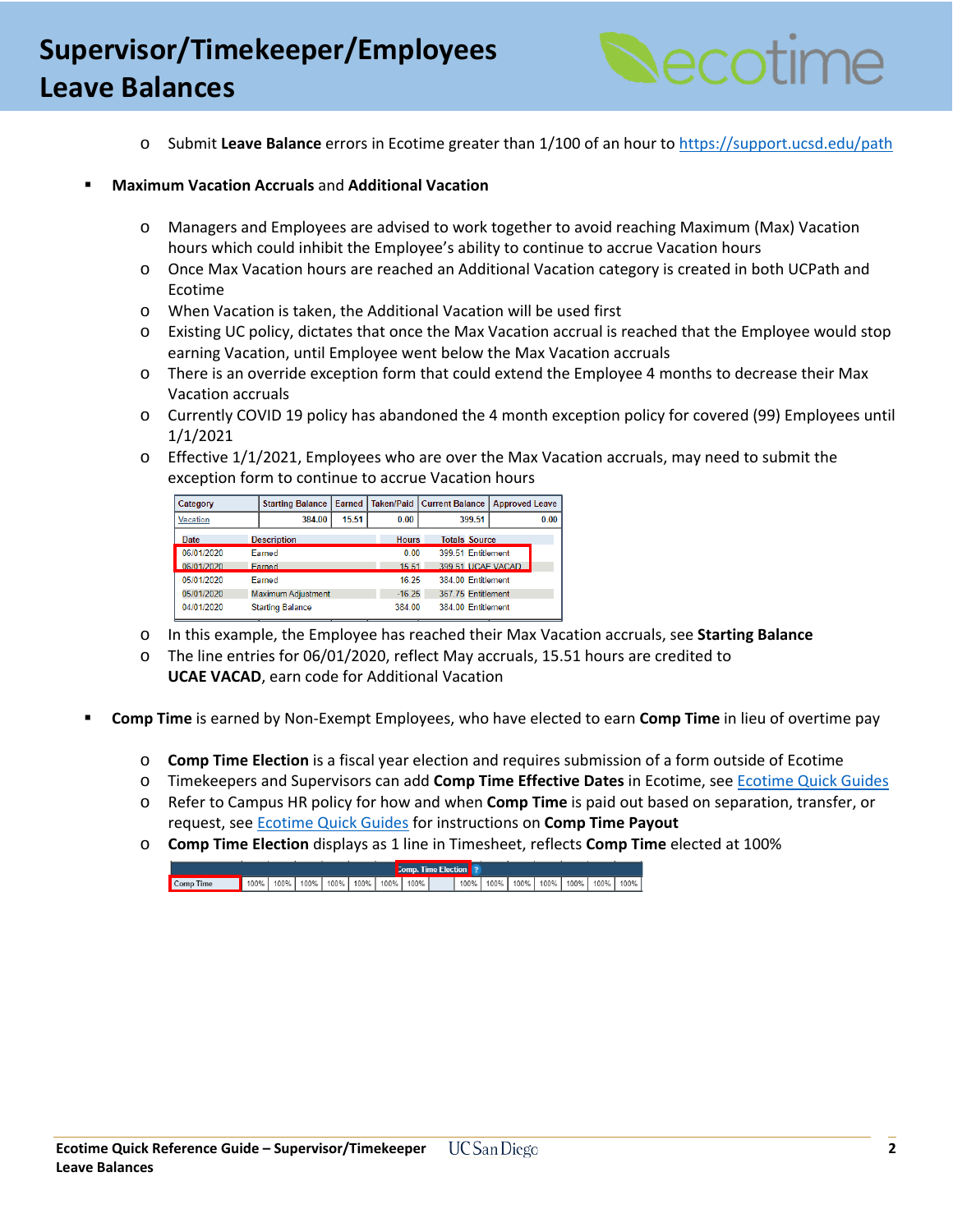- Submit **Leave Balance** errors in Ecotime greater than 1/100 of an hour to https://support.ucsd.edu/path

- **Maximum Vacation Accruals** and **Additional Vacation**
  - Managers and Employees are advised to work together to avoid reaching Maximum (Max) Vacation hours which could inhibit the Employee's ability to continue to accrue Vacation hours
  - Once Max Vacation hours are reached an Additional Vacation category is created in both UCPath and Ecotime
  - When Vacation is taken, the Additional Vacation will be used first
  - Existing UC policy, dictates that once the Max Vacation accrual is reached that the Employee would stop earning Vacation, until Employee went below the Max Vacation accruals
  - There is an override exception form that could extend the Employee 4 months to decrease their Max Vacation accruals
  - Currently COVID 19 policy has abandoned the 4 month exception policy for covered (99) Employees until 1/1/2021
  - Effective 1/1/2021, Employees who are over the Max Vacation accruals, may need to submit the exception form to continue to accrue Vacation hours

| Category | Starting Balance | Earned | Taken/Paid | Current Balance | Approved Leave |
|---|---|---|---|---|---|
| Vacation | 384.00 | 15.51 | 0.00 | 399.51 | 0.00 |

| Date | Description | Hours | Totals | Source |
|---|---|---|---|---|
| 06/01/2020 | Earned | 0.00 | 399.51 | Entitlement |
| 06/01/2020 | Earned | 15.51 | 399.51 | UCAE VACAD |
| 05/01/2020 | Earned | 16.25 | 384.00 | Entitlement |
| 05/01/2020 | Maximum Adjustment | -16.25 | 367.75 | Entitlement |
| 04/01/2020 | Starting Balance | 384.00 | 384.00 | Entitlement |

  - In this example, the Employee has reached their Max Vacation accruals, see **Starting Balance**
  - The line entries for 06/01/2020, reflect May accruals, 15.51 hours are credited to **UCAE VACAD**, earn code for Additional Vacation

- **Comp Time** is earned by Non-Exempt Employees, who have elected to earn **Comp Time** in lieu of overtime pay
  - **Comp Time Election** is a fiscal year election and requires submission of a form outside of Ecotime
  - Timekeepers and Supervisors can add **Comp Time Effective Dates** in Ecotime, see Ecotime Quick Guides
  - Refer to Campus HR policy for how and when **Comp Time** is paid out based on separation, transfer, or request, see Ecotime Quick Guides for instructions on **Comp Time Payout**
  - **Comp Time Election** displays as 1 line in Timesheet, reflects **Comp Time** elected at 100%

| | Comp. Time Election | | | | | | | | | | | | | | |
|---|---|---|---|---|---|---|---|---|---|---|---|---|---|---|---|
| Comp Time | 100% | 100% | 100% | 100% | 100% | 100% | 100% | | 100% | 100% | 100% | 100% | 100% | 100% | 100% |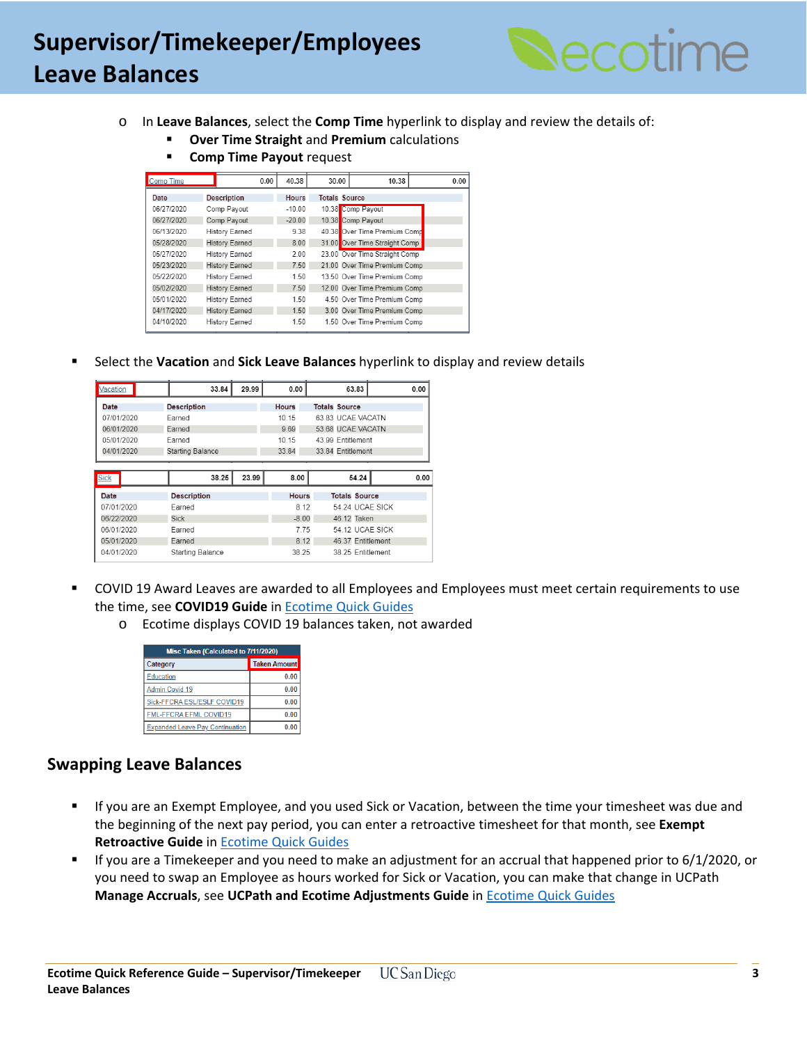- In **Leave Balances**, select the **Comp Time** hyperlink to display and review the details of:
  - **Over Time Straight** and **Premium** calculations
  - **Comp Time Payout** request

| Comp Time | 0.00 | 40.38 | 30.00 | 10.38 | 0.00 |
|---|---|---|---|---|---|

| Date | Description | Hours | Totals | Source |
|---|---|---|---|---|
| 06/27/2020 | Comp Payout | -10.00 | 10.38 | Comp Payout |
| 06/27/2020 | Comp Payout | -20.00 | 10.38 | Comp Payout |
| 06/13/2020 | History Earned | 9.38 | 40.38 | Over Time Premium Comp |
| 05/28/2020 | History Earned | 8.00 | 31.00 | Over Time Straight Comp |
| 05/27/2020 | History Earned | 2.00 | 23.00 | Over Time Straight Comp |
| 05/23/2020 | History Earned | 7.50 | 21.00 | Over Time Premium Comp |
| 05/22/2020 | History Earned | 1.50 | 13.50 | Over Time Premium Comp |
| 05/02/2020 | History Earned | 7.50 | 12.00 | Over Time Premium Comp |
| 05/01/2020 | History Earned | 1.50 | 4.50 | Over Time Premium Comp |
| 04/17/2020 | History Earned | 1.50 | 3.00 | Over Time Premium Comp |
| 04/10/2020 | History Earned | 1.50 | 1.50 | Over Time Premium Comp |

- Select the **Vacation** and **Sick Leave Balances** hyperlink to display and review details

| Vacation | 33.84 | 29.99 | 0.00 | 63.83 | 0.00 |
|---|---|---|---|---|---|

| Date | Description | Hours | Totals | Source |
|---|---|---|---|---|
| 07/01/2020 | Earned | 10.15 | 63.83 | UCAE VACATN |
| 06/01/2020 | Earned | 9.69 | 53.68 | UCAE VACATN |
| 05/01/2020 | Earned | 10.15 | 43.99 | Entitlement |
| 04/01/2020 | Starting Balance | 33.84 | 33.84 | Entitlement |

| Sick | 38.25 | 23.99 | 8.00 | 54.24 | 0.00 |
|---|---|---|---|---|---|

| Date | Description | Hours | Totals | Source |
|---|---|---|---|---|
| 07/01/2020 | Earned | 8.12 | 54.24 | UCAE SICK |
| 06/22/2020 | Sick | -8.00 | 46.12 | Taken |
| 06/01/2020 | Earned | 7.75 | 54.12 | UCAE SICK |
| 05/01/2020 | Earned | 8.12 | 46.37 | Entitlement |
| 04/01/2020 | Starting Balance | 38.25 | 38.25 | Entitlement |

- COVID 19 Award Leaves are awarded to all Employees and Employees must meet certain requirements to use the time, see **COVID19 Guide** in Ecotime Quick Guides
  - Ecotime displays COVID 19 balances taken, not awarded

| Misc Taken (Calculated to 7/11/2020) | |
|---|---|
| Category | Taken Amount |
| Education | 0.00 |
| Admin Covid 19 | 0.00 |
| Sick-FFCRA ESL/ESLF COVID19 | 0.00 |
| FML-FFCRA EFML COVID19 | 0.00 |
| Expanded Leave Pay Continuation | 0.00 |

## Swapping Leave Balances

- If you are an Exempt Employee, and you used Sick or Vacation, between the time your timesheet was due and the beginning of the next pay period, you can enter a retroactive timesheet for that month, see **Exempt Retroactive Guide** in Ecotime Quick Guides
- If you are a Timekeeper and you need to make an adjustment for an accrual that happened prior to 6/1/2020, or you need to swap an Employee as hours worked for Sick or Vacation, you can make that change in UCPath **Manage Accruals**, see **UCPath and Ecotime Adjustments Guide** in Ecotime Quick Guides